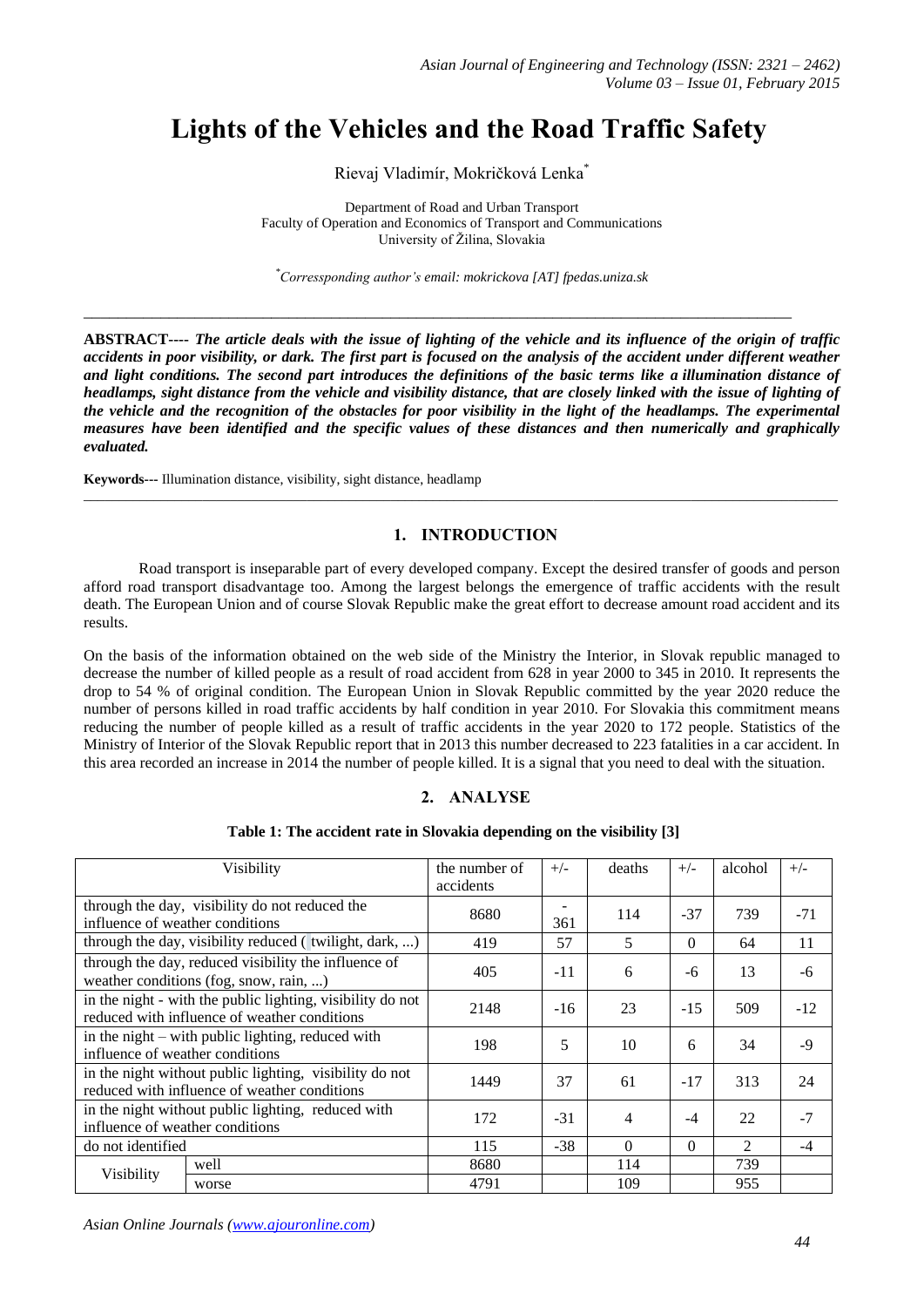# Lights of the Vehicles and the Road Traffic Safety

Rievaj Vladimír, Mokričková Lenka*

Department of Road and Urban Transport
Faculty of Operation and Economics of Transport and Communications
University of Žilina, Slovakia

*Corressponding author's email: mokrickova [AT] fpedas.uniza.sk

---

**ABSTRACT---- *The article deals with the issue of lighting of the vehicle and its influence of the origin of traffic accidents in poor visibility, or dark. The first part is focused on the analysis of the accident under different weather and light conditions. The second part introduces the definitions of the basic terms like a illumination distance of headlamps, sight distance from the vehicle and visibility distance, that are closely linked with the issue of lighting of the vehicle and the recognition of the obstacles for poor visibility in the light of the headlamps. The experimental measures have been identified and the specific values of these distances and then numerically and graphically evaluated.***

**Keywords---** Illumination distance, visibility, sight distance, headlamp

---

## 1. INTRODUCTION

Road transport is inseparable part of every developed company. Except the desired transfer of goods and person afford road transport disadvantage too. Among the largest belongs the emergence of traffic accidents with the result death. The European Union and of course Slovak Republic make the great effort to decrease amount road accident and its results.

On the basis of the information obtained on the web side of the Ministry the Interior, in Slovak republic managed to decrease the number of killed people as a result of road accident from 628 in year 2000 to 345 in 2010. It represents the drop to 54 % of original condition. The European Union in Slovak Republic committed by the year 2020 reduce the number of persons killed in road traffic accidents by half condition in year 2010. For Slovakia this commitment means reducing the number of people killed as a result of traffic accidents in the year 2020 to 172 people. Statistics of the Ministry of Interior of the Slovak Republic report that in 2013 this number decreased to 223 fatalities in a car accident. In this area recorded an increase in 2014 the number of people killed. It is a signal that you need to deal with the situation.

## 2. ANALYSE

**Table 1: The accident rate in Slovakia depending on the visibility [3]**

| Visibility | | the number of accidents | +/- | deaths | +/- | alcohol | +/- |
|---|---|---|---|---|---|---|---|
| through the day, visibility do not reduced the influence of weather conditions | | 8680 | -361 | 114 | -37 | 739 | -71 |
| through the day, visibility reduced (twilight, dark, ...) | | 419 | 57 | 5 | 0 | 64 | 11 |
| through the day, reduced visibility the influence of weather conditions (fog, snow, rain, ...) | | 405 | -11 | 6 | -6 | 13 | -6 |
| in the night - with the public lighting, visibility do not reduced with influence of weather conditions | | 2148 | -16 | 23 | -15 | 509 | -12 |
| in the night – with public lighting, reduced with influence of weather conditions | | 198 | 5 | 10 | 6 | 34 | -9 |
| in the night without public lighting, visibility do not reduced with influence of weather conditions | | 1449 | 37 | 61 | -17 | 313 | 24 |
| in the night without public lighting, reduced with influence of weather conditions | | 172 | -31 | 4 | -4 | 22 | -7 |
| do not identified | | 115 | -38 | 0 | 0 | 2 | -4 |
| Visibility | well | 8680 | | 114 | | 739 | |
| | worse | 4791 | | 109 | | 955 | |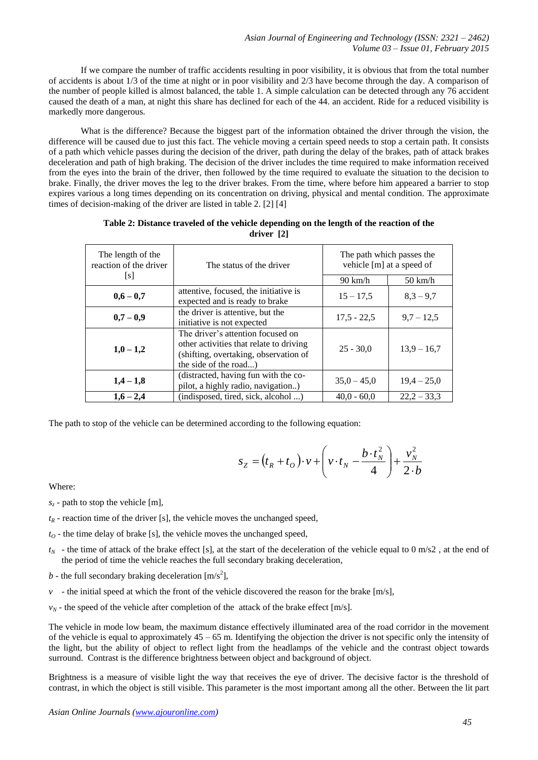If we compare the number of traffic accidents resulting in poor visibility, it is obvious that from the total number of accidents is about 1/3 of the time at night or in poor visibility and 2/3 have become through the day. A comparison of the number of people killed is almost balanced, the table 1. A simple calculation can be detected through any 76 accident caused the death of a man, at night this share has declined for each of the 44. an accident. Ride for a reduced visibility is markedly more dangerous.

What is the difference? Because the biggest part of the information obtained the driver through the vision, the difference will be caused due to just this fact. The vehicle moving a certain speed needs to stop a certain path. It consists of a path which vehicle passes during the decision of the driver, path during the delay of the brakes, path of attack brakes deceleration and path of high braking. The decision of the driver includes the time required to make information received from the eyes into the brain of the driver, then followed by the time required to evaluate the situation to the decision to brake. Finally, the driver moves the leg to the driver brakes. From the time, where before him appeared a barrier to stop expires various a long times depending on its concentration on driving, physical and mental condition. The approximate times of decision-making of the driver are listed in table 2. [2] [4]

**Table 2: Distance traveled of the vehicle depending on the length of the reaction of the driver [2]**

| The length of the reaction of the driver [s] | The status of the driver | The path which passes the vehicle [m] at a speed of | |
|---|---|---|---|
| | | 90 km/h | 50 km/h |
| **0,6 – 0,7** | attentive, focused, the initiative is expected and is ready to brake | 15 – 17,5 | 8,3 – 9,7 |
| **0,7 – 0,9** | the driver is attentive, but the initiative is not expected | 17,5 - 22,5 | 9,7 – 12,5 |
| **1,0 – 1,2** | The driver's attention focused on other activities that relate to driving (shifting, overtaking, observation of the side of the road...) | 25 - 30,0 | 13,9 – 16,7 |
| **1,4 – 1,8** | (distracted, having fun with the co-pilot, a highly radio, navigation..) | 35,0 – 45,0 | 19,4 – 25,0 |
| **1,6 – 2,4** | (indisposed, tired, sick, alcohol ...) | 40,0 - 60,0 | 22,2 – 33,3 |

The path to stop of the vehicle can be determined according to the following equation:

$$s_Z = (t_R + t_O)\cdot v + \left( v \cdot t_N - \frac{b \cdot t_N^2}{4} \right) + \frac{v_N^2}{2 \cdot b}$$

Where:

$s_z$ - path to stop the vehicle [m],

$t_R$ - reaction time of the driver [s], the vehicle moves the unchanged speed,

$t_O$ - the time delay of brake [s], the vehicle moves the unchanged speed,

$t_N$ - the time of attack of the brake effect [s], at the start of the deceleration of the vehicle equal to 0 m/s2 , at the end of the period of time the vehicle reaches the full secondary braking deceleration,

$b$ - the full secondary braking deceleration [m/s$^2$],

$v$ - the initial speed at which the front of the vehicle discovered the reason for the brake [m/s],

$v_N$ - the speed of the vehicle after completion of the attack of the brake effect [m/s].

The vehicle in mode low beam, the maximum distance effectively illuminated area of the road corridor in the movement of the vehicle is equal to approximately 45 – 65 m. Identifying the objection the driver is not specific only the intensity of the light, but the ability of object to reflect light from the headlamps of the vehicle and the contrast object towards surround. Contrast is the difference brightness between object and background of object.

Brightness is a measure of visible light the way that receives the eye of driver. The decisive factor is the threshold of contrast, in which the object is still visible. This parameter is the most important among all the other. Between the lit part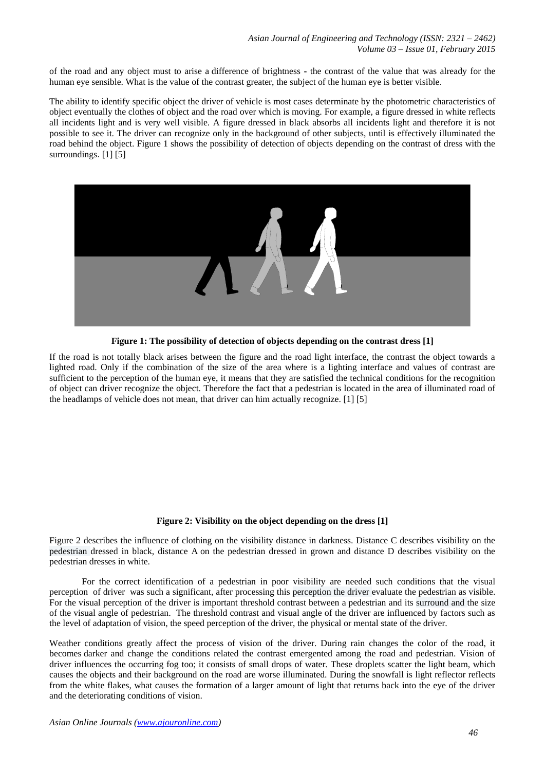of the road and any object must to arise a difference of brightness - the contrast of the value that was already for the human eye sensible. What is the value of the contrast greater, the subject of the human eye is better visible.

The ability to identify specific object the driver of vehicle is most cases determinate by the photometric characteristics of object eventually the clothes of object and the road over which is moving. For example, a figure dressed in white reflects all incidents light and is very well visible. A figure dressed in black absorbs all incidents light and therefore it is not possible to see it. The driver can recognize only in the background of other subjects, until is effectively illuminated the road behind the object. Figure 1 shows the possibility of detection of objects depending on the contrast of dress with the surroundings. [1] [5]

**Figure 1: The possibility of detection of objects depending on the contrast dress [1]**

If the road is not totally black arises between the figure and the road light interface, the contrast the object towards a lighted road. Only if the combination of the size of the area where is a lighting interface and values of contrast are sufficient to the perception of the human eye, it means that they are satisfied the technical conditions for the recognition of object can driver recognize the object. Therefore the fact that a pedestrian is located in the area of illuminated road of the headlamps of vehicle does not mean, that driver can him actually recognize. [1] [5]

**Figure 2: Visibility on the object depending on the dress [1]**

Figure 2 describes the influence of clothing on the visibility distance in darkness. Distance C describes visibility on the pedestrian dressed in black, distance A on the pedestrian dressed in grown and distance D describes visibility on the pedestrian dresses in white.

For the correct identification of a pedestrian in poor visibility are needed such conditions that the visual perception of driver was such a significant, after processing this perception the driver evaluate the pedestrian as visible. For the visual perception of the driver is important threshold contrast between a pedestrian and its surround and the size of the visual angle of pedestrian. The threshold contrast and visual angle of the driver are influenced by factors such as the level of adaptation of vision, the speed perception of the driver, the physical or mental state of the driver.

Weather conditions greatly affect the process of vision of the driver. During rain changes the color of the road, it becomes darker and change the conditions related the contrast emergented among the road and pedestrian. Vision of driver influences the occurring fog too; it consists of small drops of water. These droplets scatter the light beam, which causes the objects and their background on the road are worse illuminated. During the snowfall is light reflector reflects from the white flakes, what causes the formation of a larger amount of light that returns back into the eye of the driver and the deteriorating conditions of vision.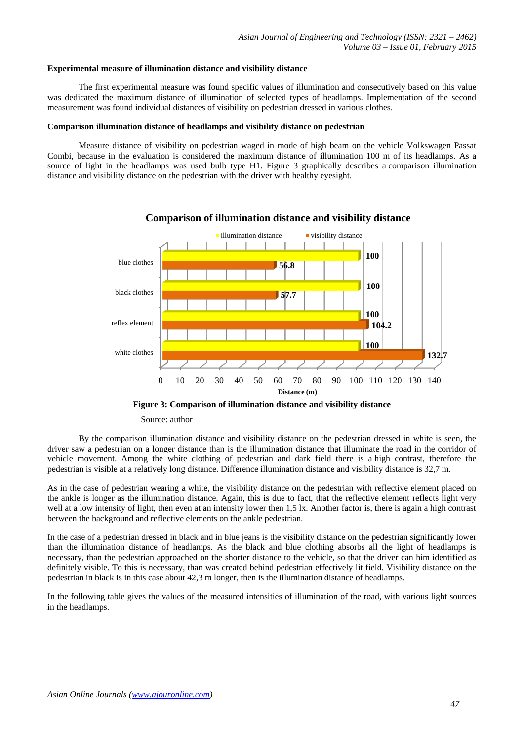### Experimental measure of illumination distance and visibility distance

The first experimental measure was found specific values of illumination and consecutively based on this value was dedicated the maximum distance of illumination of selected types of headlamps. Implementation of the second measurement was found individual distances of visibility on pedestrian dressed in various clothes.

### Comparison illumination distance of headlamps and visibility distance on pedestrian

Measure distance of visibility on pedestrian waged in mode of high beam on the vehicle Volkswagen Passat Combi, because in the evaluation is considered the maximum distance of illumination 100 m of its headlamps. As a source of light in the headlamps was used bulb type H1. Figure 3 graphically describes a comparison illumination distance and visibility distance on the pedestrian with the driver with healthy eyesight.

**Comparison of illumination distance and visibility distance**

| | illumination distance | visibility distance |
|---|---|---|
| blue clothes | 100 | 56.8 |
| black clothes | 100 | 57.7 |
| reflex element | 100 | 104.2 |
| white clothes | 100 | 132.7 |

Distance (m)

**Figure 3: Comparison of illumination distance and visibility distance**

Source: author

By the comparison illumination distance and visibility distance on the pedestrian dressed in white is seen, the driver saw a pedestrian on a longer distance than is the illumination distance that illuminate the road in the corridor of vehicle movement. Among the white clothing of pedestrian and dark field there is a high contrast, therefore the pedestrian is visible at a relatively long distance. Difference illumination distance and visibility distance is 32,7 m.

As in the case of pedestrian wearing a white, the visibility distance on the pedestrian with reflective element placed on the ankle is longer as the illumination distance. Again, this is due to fact, that the reflective element reflects light very well at a low intensity of light, then even at an intensity lower then 1,5 lx. Another factor is, there is again a high contrast between the background and reflective elements on the ankle pedestrian.

In the case of a pedestrian dressed in black and in blue jeans is the visibility distance on the pedestrian significantly lower than the illumination distance of headlamps. As the black and blue clothing absorbs all the light of headlamps is necessary, than the pedestrian approached on the shorter distance to the vehicle, so that the driver can him identified as definitely visible. To this is necessary, than was created behind pedestrian effectively lit field. Visibility distance on the pedestrian in black is in this case about 42,3 m longer, then is the illumination distance of headlamps.

In the following table gives the values of the measured intensities of illumination of the road, with various light sources in the headlamps.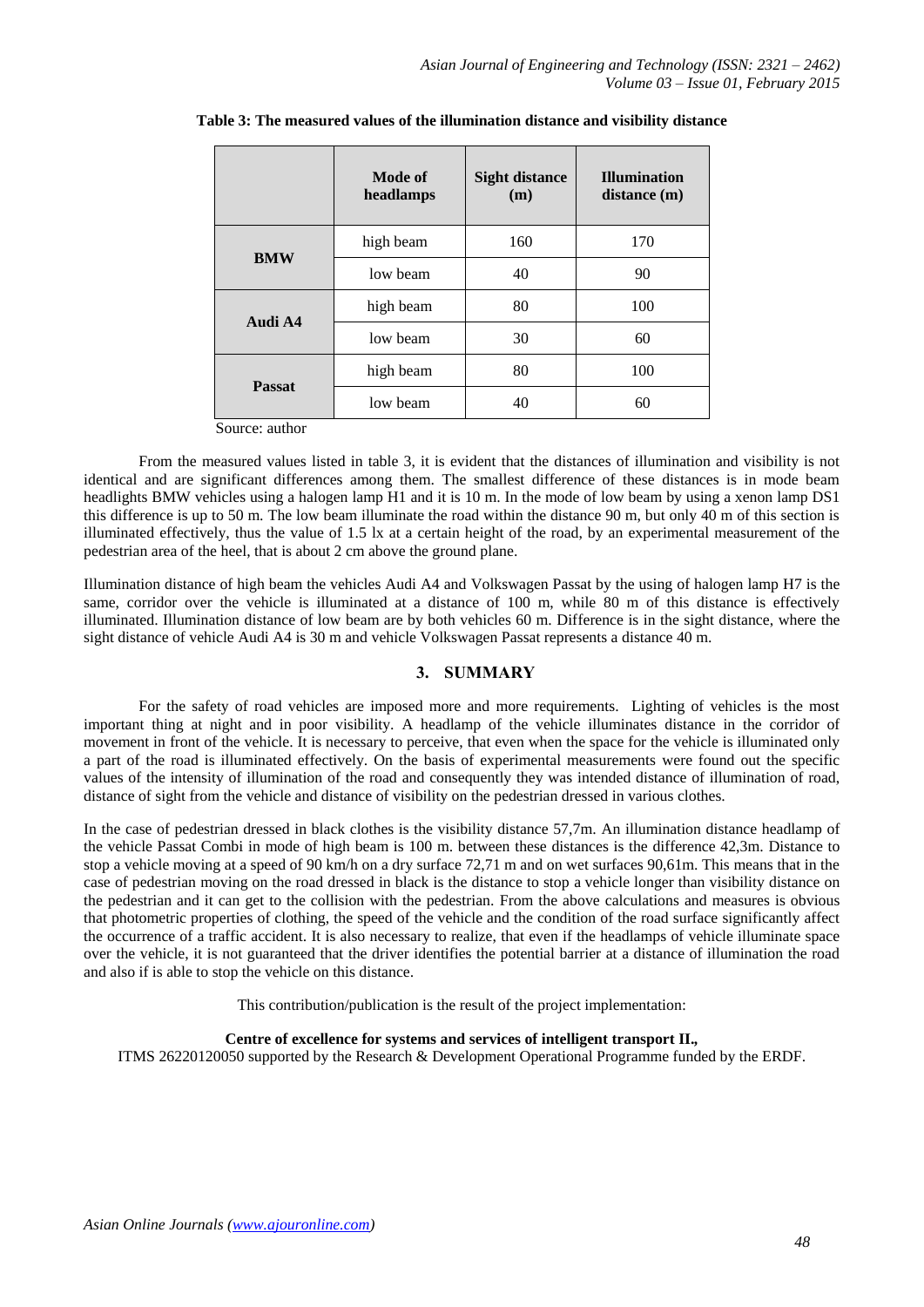**Table 3: The measured values of the illumination distance and visibility distance**

| | Mode of headlamps | Sight distance (m) | Illumination distance (m) |
|---|---|---|---|
| **BMW** | high beam | 160 | 170 |
| | low beam | 40 | 90 |
| **Audi A4** | high beam | 80 | 100 |
| | low beam | 30 | 60 |
| **Passat** | high beam | 80 | 100 |
| | low beam | 40 | 60 |

Source: author

From the measured values listed in table 3, it is evident that the distances of illumination and visibility is not identical and are significant differences among them. The smallest difference of these distances is in mode beam headlights BMW vehicles using a halogen lamp H1 and it is 10 m. In the mode of low beam by using a xenon lamp DS1 this difference is up to 50 m. The low beam illuminate the road within the distance 90 m, but only 40 m of this section is illuminated effectively, thus the value of 1.5 lx at a certain height of the road, by an experimental measurement of the pedestrian area of the heel, that is about 2 cm above the ground plane.

Illumination distance of high beam the vehicles Audi A4 and Volkswagen Passat by the using of halogen lamp H7 is the same, corridor over the vehicle is illuminated at a distance of 100 m, while 80 m of this distance is effectively illuminated. Illumination distance of low beam are by both vehicles 60 m. Difference is in the sight distance, where the sight distance of vehicle Audi A4 is 30 m and vehicle Volkswagen Passat represents a distance 40 m.

## 3. SUMMARY

For the safety of road vehicles are imposed more and more requirements. Lighting of vehicles is the most important thing at night and in poor visibility. A headlamp of the vehicle illuminates distance in the corridor of movement in front of the vehicle. It is necessary to perceive, that even when the space for the vehicle is illuminated only a part of the road is illuminated effectively. On the basis of experimental measurements were found out the specific values of the intensity of illumination of the road and consequently they was intended distance of illumination of road, distance of sight from the vehicle and distance of visibility on the pedestrian dressed in various clothes.

In the case of pedestrian dressed in black clothes is the visibility distance 57,7m. An illumination distance headlamp of the vehicle Passat Combi in mode of high beam is 100 m. between these distances is the difference 42,3m. Distance to stop a vehicle moving at a speed of 90 km/h on a dry surface 72,71 m and on wet surfaces 90,61m. This means that in the case of pedestrian moving on the road dressed in black is the distance to stop a vehicle longer than visibility distance on the pedestrian and it can get to the collision with the pedestrian. From the above calculations and measures is obvious that photometric properties of clothing, the speed of the vehicle and the condition of the road surface significantly affect the occurrence of a traffic accident. It is also necessary to realize, that even if the headlamps of vehicle illuminate space over the vehicle, it is not guaranteed that the driver identifies the potential barrier at a distance of illumination the road and also if is able to stop the vehicle on this distance.

This contribution/publication is the result of the project implementation:

**Centre of excellence for systems and services of intelligent transport II.,**
ITMS 26220120050 supported by the Research & Development Operational Programme funded by the ERDF.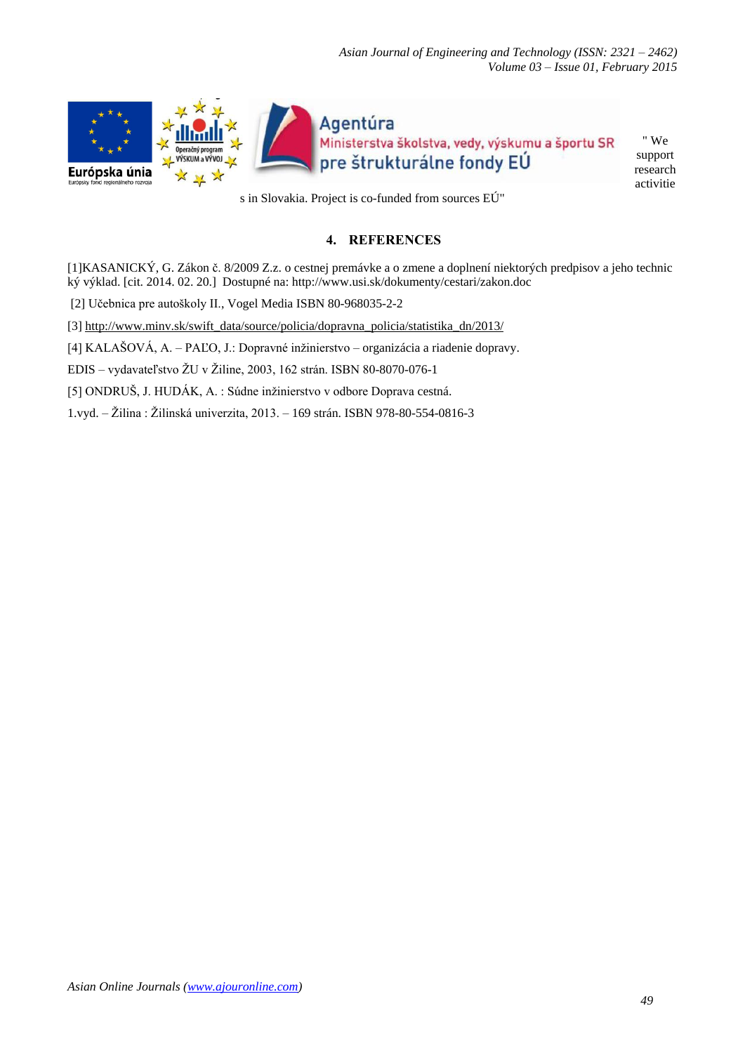" We support research activitie

s in Slovakia. Project is co-funded from sources EÚ"

## 4. REFERENCES

[1]KASANICKÝ, G. Zákon č. 8/2009 Z.z. o cestnej premávke a o zmene a doplnení niektorých predpisov a jeho technický výklad. [cit. 2014. 02. 20.] Dostupné na: http://www.usi.sk/dokumenty/cestari/zakon.doc

[2] Učebnica pre autoškoly II., Vogel Media ISBN 80-968035-2-2

[3] http://www.minv.sk/swift_data/source/policia/dopravna_policia/statistika_dn/2013/

[4] KALAŠOVÁ, A. – PAĽO, J.: Dopravné inžinierstvo – organizácia a riadenie dopravy.

EDIS – vydavateľstvo ŽU v Žiline, 2003, 162 strán. ISBN 80-8070-076-1

[5] ONDRUŠ, J. HUDÁK, A. : Súdne inžinierstvo v odbore Doprava cestná.

1.vyd. – Žilina : Žilinská univerzita, 2013. – 169 strán. ISBN 978-80-554-0816-3